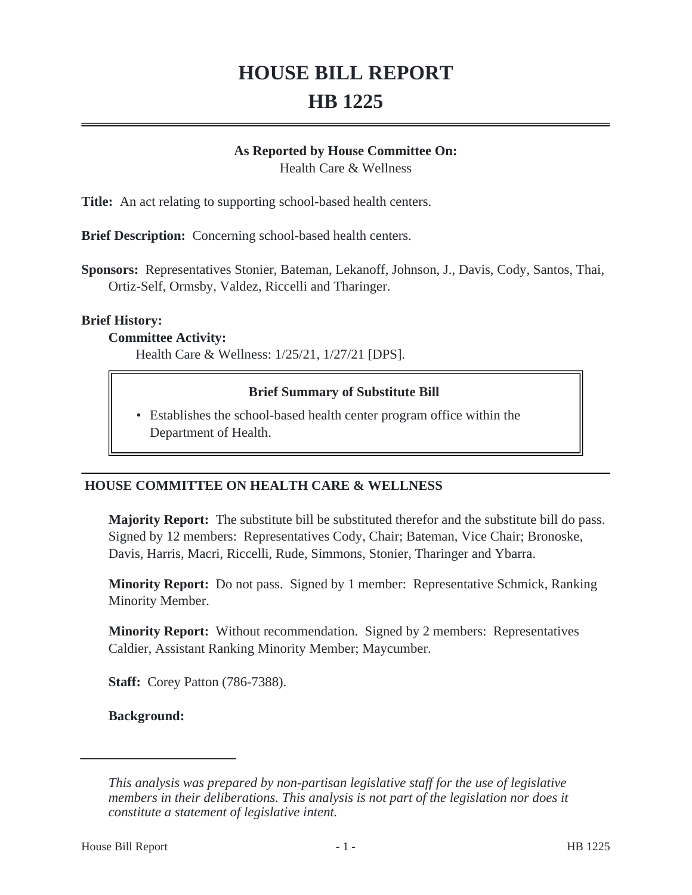# HOUSE BILL REPORT
# HB 1225

**As Reported by House Committee On:**
Health Care & Wellness

**Title:** An act relating to supporting school-based health centers.

**Brief Description:** Concerning school-based health centers.

**Sponsors:** Representatives Stonier, Bateman, Lekanoff, Johnson, J., Davis, Cody, Santos, Thai, Ortiz-Self, Ormsby, Valdez, Riccelli and Tharinger.

**Brief History:**

**Committee Activity:**

Health Care & Wellness: 1/25/21, 1/27/21 [DPS].

**Brief Summary of Substitute Bill**

- Establishes the school-based health center program office within the Department of Health.

## HOUSE COMMITTEE ON HEALTH CARE & WELLNESS

**Majority Report:** The substitute bill be substituted therefor and the substitute bill do pass. Signed by 12 members: Representatives Cody, Chair; Bateman, Vice Chair; Bronoske, Davis, Harris, Macri, Riccelli, Rude, Simmons, Stonier, Tharinger and Ybarra.

**Minority Report:** Do not pass. Signed by 1 member: Representative Schmick, Ranking Minority Member.

**Minority Report:** Without recommendation. Signed by 2 members: Representatives Caldier, Assistant Ranking Minority Member; Maycumber.

**Staff:** Corey Patton (786-7388).

**Background:**

*This analysis was prepared by non-partisan legislative staff for the use of legislative members in their deliberations. This analysis is not part of the legislation nor does it constitute a statement of legislative intent.*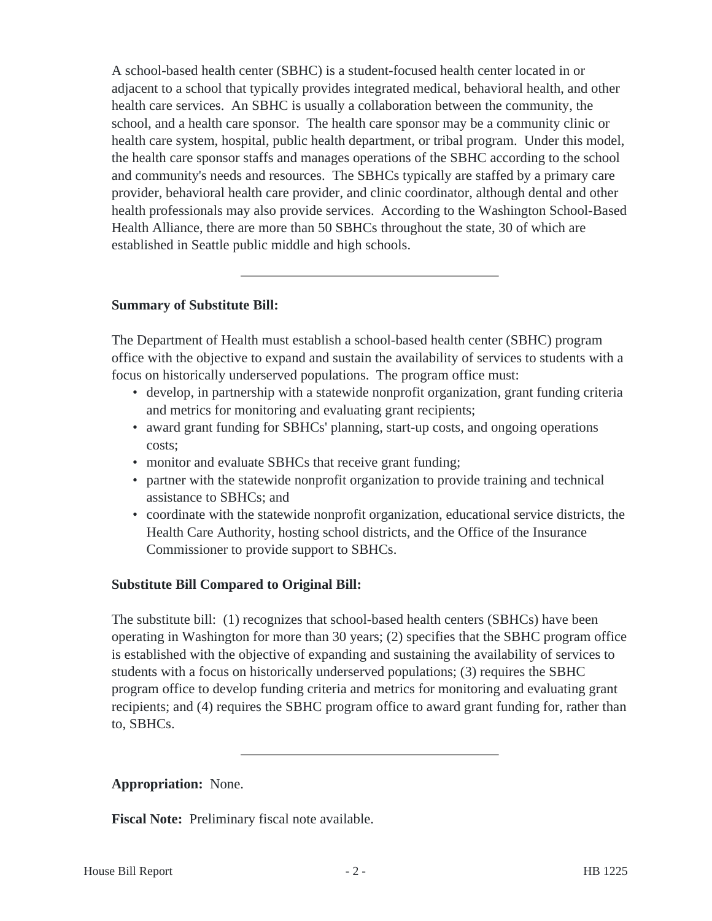A school-based health center (SBHC) is a student-focused health center located in or adjacent to a school that typically provides integrated medical, behavioral health, and other health care services. An SBHC is usually a collaboration between the community, the school, and a health care sponsor. The health care sponsor may be a community clinic or health care system, hospital, public health department, or tribal program. Under this model, the health care sponsor staffs and manages operations of the SBHC according to the school and community's needs and resources. The SBHCs typically are staffed by a primary care provider, behavioral health care provider, and clinic coordinator, although dental and other health professionals may also provide services. According to the Washington School-Based Health Alliance, there are more than 50 SBHCs throughout the state, 30 of which are established in Seattle public middle and high schools.

---

**Summary of Substitute Bill:**

The Department of Health must establish a school-based health center (SBHC) program office with the objective to expand and sustain the availability of services to students with a focus on historically underserved populations. The program office must:

- develop, in partnership with a statewide nonprofit organization, grant funding criteria and metrics for monitoring and evaluating grant recipients;
- award grant funding for SBHCs' planning, start-up costs, and ongoing operations costs;
- monitor and evaluate SBHCs that receive grant funding;
- partner with the statewide nonprofit organization to provide training and technical assistance to SBHCs; and
- coordinate with the statewide nonprofit organization, educational service districts, the Health Care Authority, hosting school districts, and the Office of the Insurance Commissioner to provide support to SBHCs.

**Substitute Bill Compared to Original Bill:**

The substitute bill: (1) recognizes that school-based health centers (SBHCs) have been operating in Washington for more than 30 years; (2) specifies that the SBHC program office is established with the objective of expanding and sustaining the availability of services to students with a focus on historically underserved populations; (3) requires the SBHC program office to develop funding criteria and metrics for monitoring and evaluating grant recipients; and (4) requires the SBHC program office to award grant funding for, rather than to, SBHCs.

---

**Appropriation:** None.

**Fiscal Note:** Preliminary fiscal note available.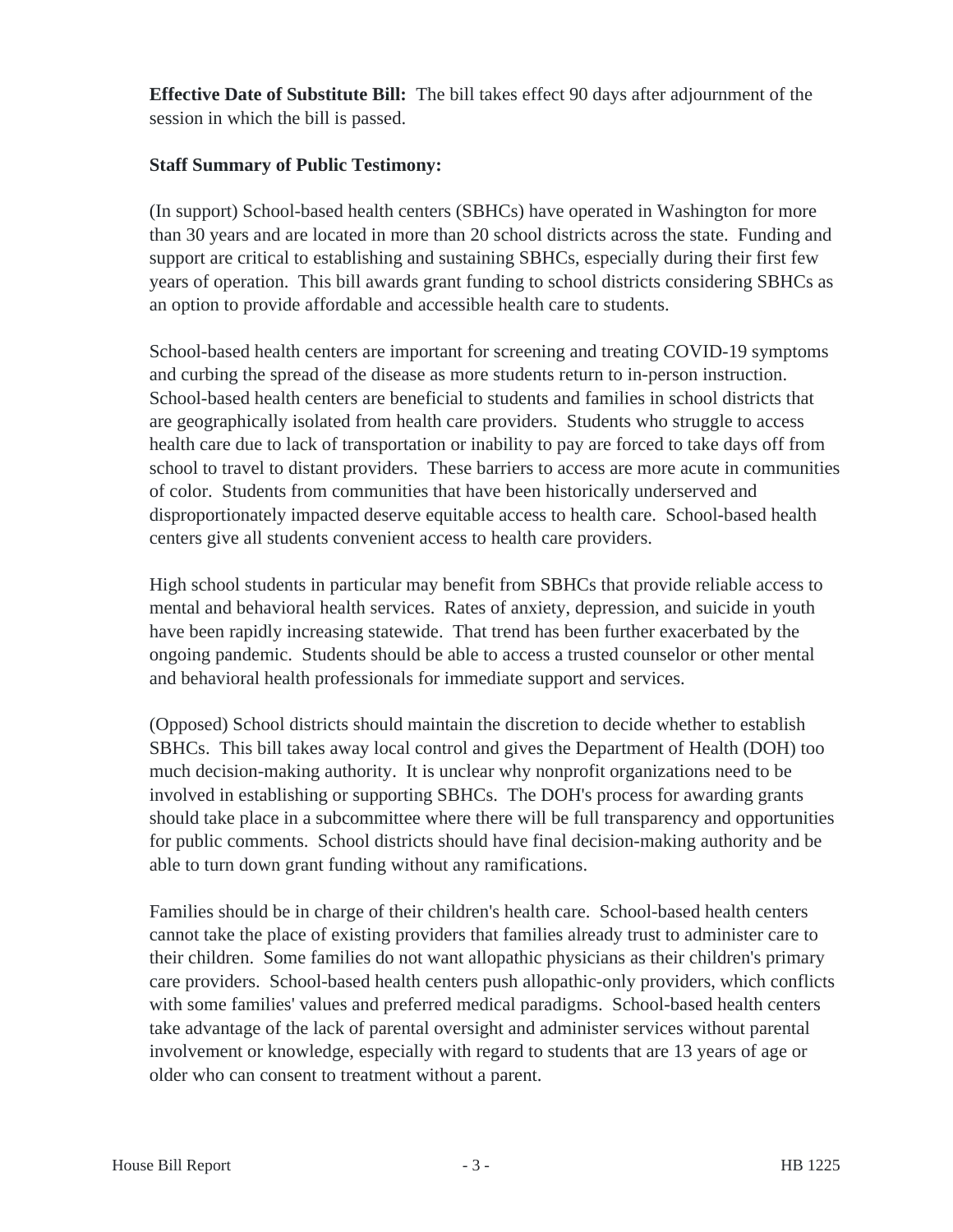**Effective Date of Substitute Bill:** The bill takes effect 90 days after adjournment of the session in which the bill is passed.

**Staff Summary of Public Testimony:**

(In support) School-based health centers (SBHCs) have operated in Washington for more than 30 years and are located in more than 20 school districts across the state. Funding and support are critical to establishing and sustaining SBHCs, especially during their first few years of operation. This bill awards grant funding to school districts considering SBHCs as an option to provide affordable and accessible health care to students.

School-based health centers are important for screening and treating COVID-19 symptoms and curbing the spread of the disease as more students return to in-person instruction. School-based health centers are beneficial to students and families in school districts that are geographically isolated from health care providers. Students who struggle to access health care due to lack of transportation or inability to pay are forced to take days off from school to travel to distant providers. These barriers to access are more acute in communities of color. Students from communities that have been historically underserved and disproportionately impacted deserve equitable access to health care. School-based health centers give all students convenient access to health care providers.

High school students in particular may benefit from SBHCs that provide reliable access to mental and behavioral health services. Rates of anxiety, depression, and suicide in youth have been rapidly increasing statewide. That trend has been further exacerbated by the ongoing pandemic. Students should be able to access a trusted counselor or other mental and behavioral health professionals for immediate support and services.

(Opposed) School districts should maintain the discretion to decide whether to establish SBHCs. This bill takes away local control and gives the Department of Health (DOH) too much decision-making authority. It is unclear why nonprofit organizations need to be involved in establishing or supporting SBHCs. The DOH's process for awarding grants should take place in a subcommittee where there will be full transparency and opportunities for public comments. School districts should have final decision-making authority and be able to turn down grant funding without any ramifications.

Families should be in charge of their children's health care. School-based health centers cannot take the place of existing providers that families already trust to administer care to their children. Some families do not want allopathic physicians as their children's primary care providers. School-based health centers push allopathic-only providers, which conflicts with some families' values and preferred medical paradigms. School-based health centers take advantage of the lack of parental oversight and administer services without parental involvement or knowledge, especially with regard to students that are 13 years of age or older who can consent to treatment without a parent.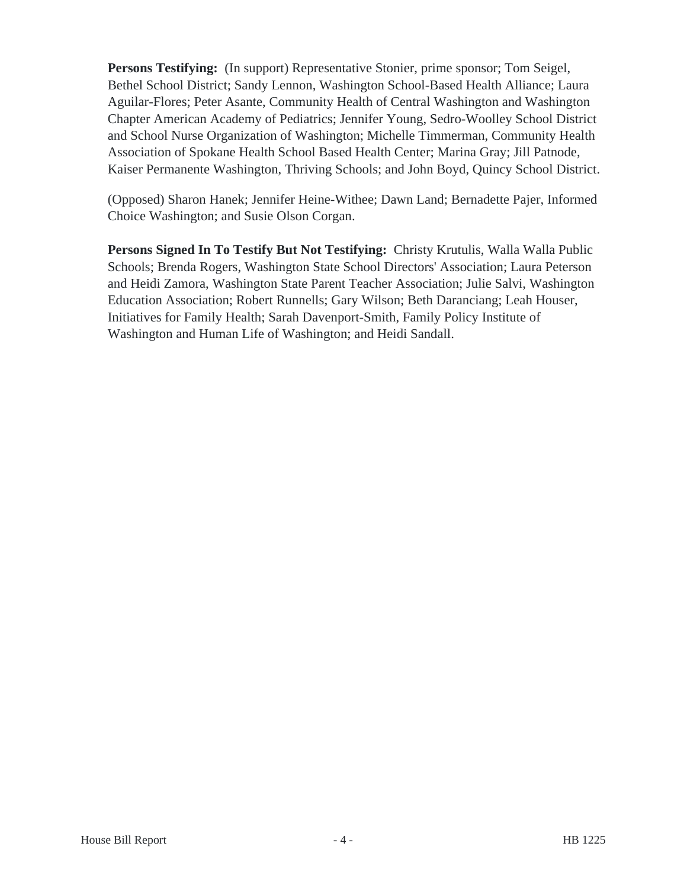**Persons Testifying:** (In support) Representative Stonier, prime sponsor; Tom Seigel, Bethel School District; Sandy Lennon, Washington School-Based Health Alliance; Laura Aguilar-Flores; Peter Asante, Community Health of Central Washington and Washington Chapter American Academy of Pediatrics; Jennifer Young, Sedro-Woolley School District and School Nurse Organization of Washington; Michelle Timmerman, Community Health Association of Spokane Health School Based Health Center; Marina Gray; Jill Patnode, Kaiser Permanente Washington, Thriving Schools; and John Boyd, Quincy School District.

(Opposed) Sharon Hanek; Jennifer Heine-Withee; Dawn Land; Bernadette Pajer, Informed Choice Washington; and Susie Olson Corgan.

**Persons Signed In To Testify But Not Testifying:** Christy Krutulis, Walla Walla Public Schools; Brenda Rogers, Washington State School Directors' Association; Laura Peterson and Heidi Zamora, Washington State Parent Teacher Association; Julie Salvi, Washington Education Association; Robert Runnells; Gary Wilson; Beth Daranciang; Leah Houser, Initiatives for Family Health; Sarah Davenport-Smith, Family Policy Institute of Washington and Human Life of Washington; and Heidi Sandall.